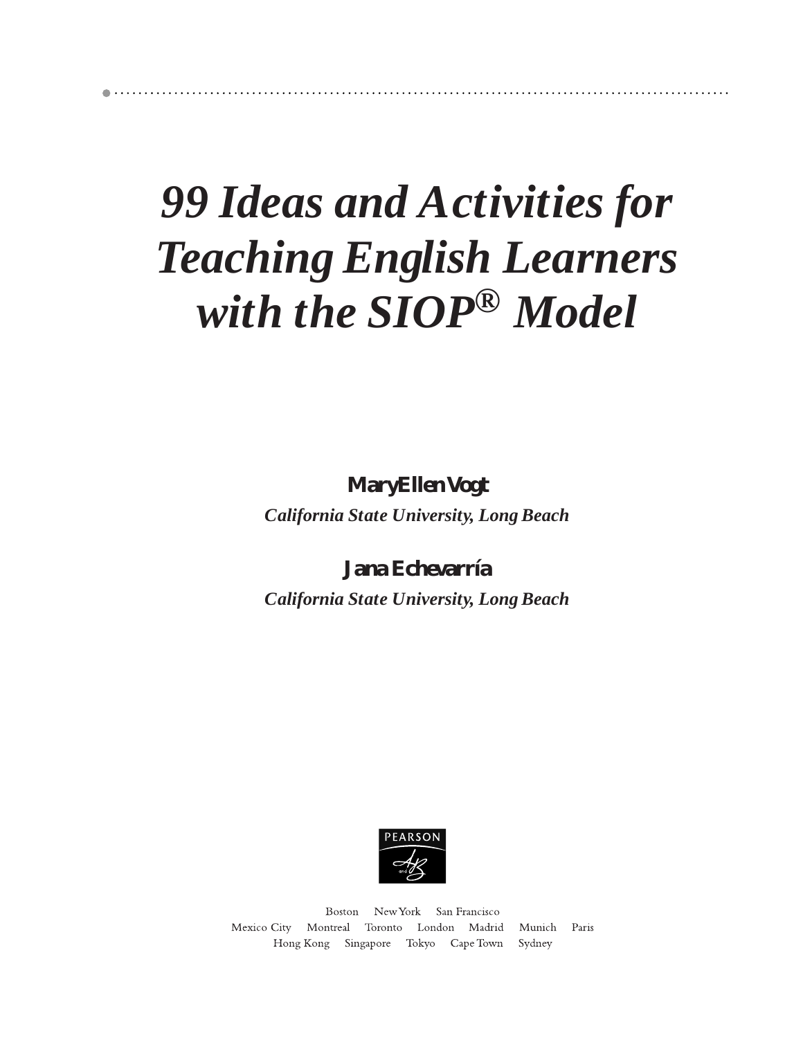# *99 Ideas and Activities for Teaching English Learners with the SIOP® Model*

**MaryEllen Vogt**

*California State University, Long Beach*

**Jana Echevarría**

*California State University, Long Beach*

PEARSON

Boston New York San Francisco
Mexico City Montreal Toronto London Madrid Munich Paris
Hong Kong Singapore Tokyo Cape Town Sydney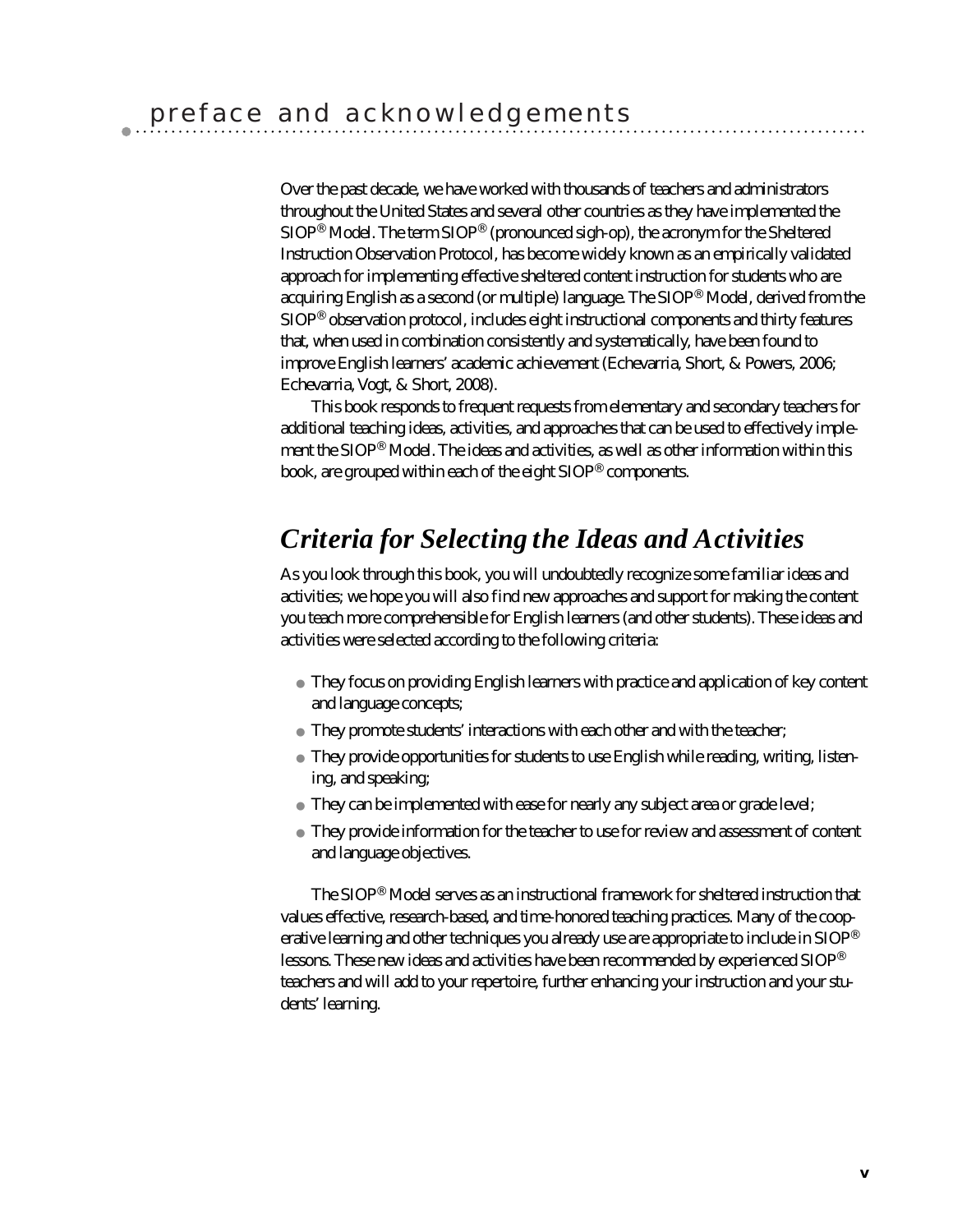# preface and acknowledgements

Over the past decade, we have worked with thousands of teachers and administrators throughout the United States and several other countries as they have implemented the SIOP® Model. The term SIOP® (pronounced sigh-op), the acronym for the Sheltered Instruction Observation Protocol, has become widely known as an empirically validated approach for implementing effective sheltered content instruction for students who are acquiring English as a second (or multiple) language. The SIOP® Model, derived from the SIOP® observation protocol, includes eight instructional components and thirty features that, when used in combination consistently and systematically, have been found to improve English learners' academic achievement (Echevarria, Short, & Powers, 2006; Echevarria, Vogt, & Short, 2008).

This book responds to frequent requests from elementary and secondary teachers for additional teaching ideas, activities, and approaches that can be used to effectively implement the SIOP® Model. The ideas and activities, as well as other information within this book, are grouped within each of the eight SIOP® components.

## *Criteria for Selecting the Ideas and Activities*

As you look through this book, you will undoubtedly recognize some familiar ideas and activities; we hope you will also find new approaches and support for making the content you teach more comprehensible for English learners (and other students). These ideas and activities were selected according to the following criteria:

- They focus on providing English learners with practice and application of key content and language concepts;
- They promote students' interactions with each other and with the teacher;
- They provide opportunities for students to use English while reading, writing, listening, and speaking;
- They can be implemented with ease for nearly any subject area or grade level;
- They provide information for the teacher to use for review and assessment of content and language objectives.

The SIOP® Model serves as an instructional framework for sheltered instruction that values effective, research-based, and time-honored teaching practices. Many of the cooperative learning and other techniques you already use are appropriate to include in SIOP® lessons. These new ideas and activities have been recommended by experienced SIOP® teachers and will add to your repertoire, further enhancing your instruction and your students' learning.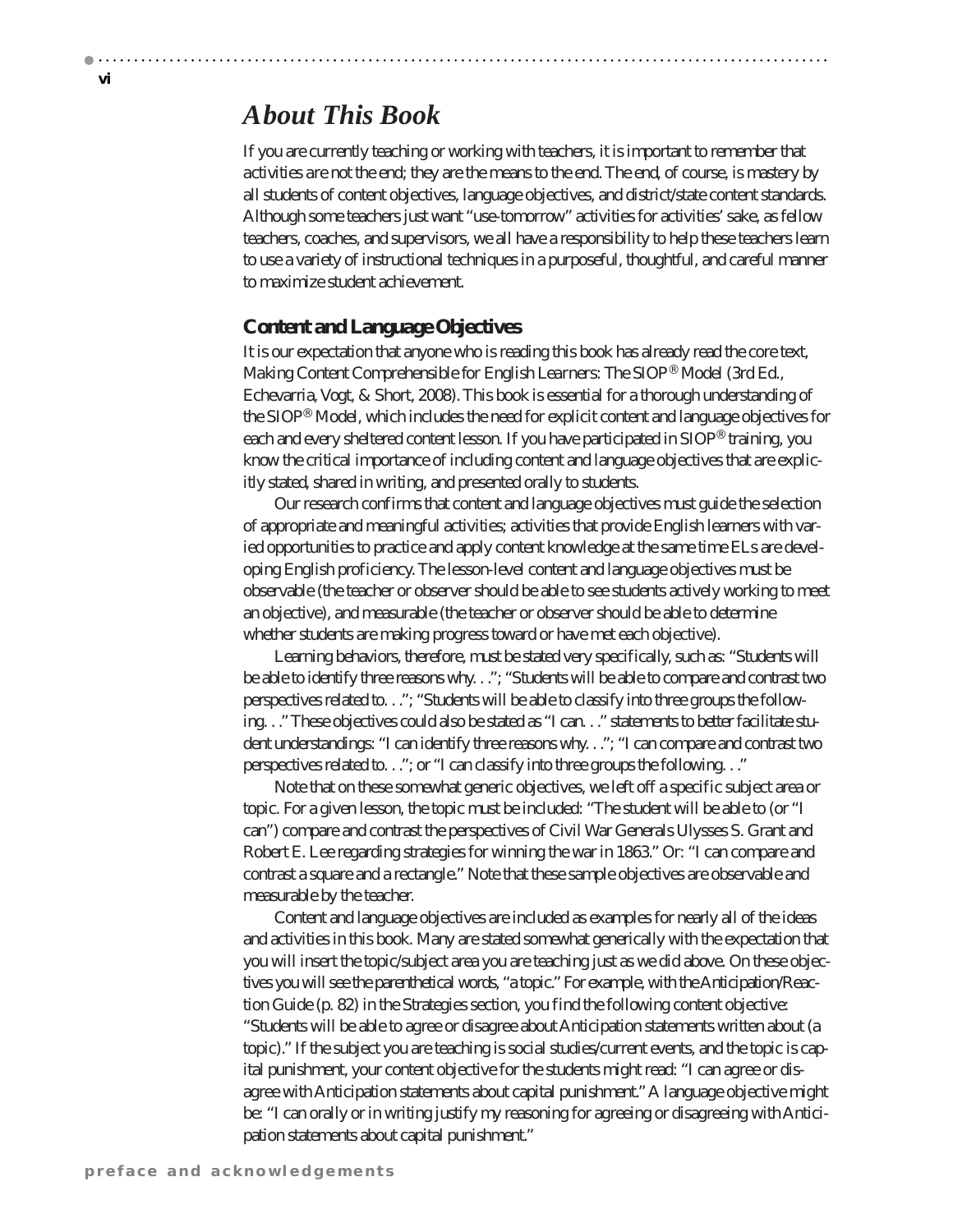# *About This Book*

If you are currently teaching or working with teachers, it is important to remember that activities are not the end; they are the means to the end. The end, of course, is mastery by all students of content objectives, language objectives, and district/state content standards. Although some teachers just want "use-tomorrow" activities for activities' sake, as fellow teachers, coaches, and supervisors, we all have a responsibility to help these teachers learn to use a variety of instructional techniques in a purposeful, thoughtful, and careful manner to maximize student achievement.

## Content and Language Objectives

It is our expectation that anyone who is reading this book has already read the core text, Making Content Comprehensible for English Learners: The SIOP® Model (3rd Ed., Echevarria, Vogt, & Short, 2008). This book is essential for a thorough understanding of the SIOP® Model, which includes the need for explicit content and language objectives for each and every sheltered content lesson. If you have participated in SIOP® training, you know the critical importance of including content and language objectives that are explicitly stated, shared in writing, and presented orally to students.

Our research confirms that content and language objectives must guide the selection of appropriate and meaningful activities; activities that provide English learners with varied opportunities to practice and apply content knowledge at the same time ELs are developing English proficiency. The lesson-level content and language objectives must be observable (the teacher or observer should be able to see students actively working to meet an objective), and measurable (the teacher or observer should be able to determine whether students are making progress toward or have met each objective).

Learning behaviors, therefore, must be stated very specifically, such as: "Students will be able to identify three reasons why. . ."; "Students will be able to compare and contrast two perspectives related to. . ."; "Students will be able to classify into three groups the following. . ." These objectives could also be stated as "I can. . ." statements to better facilitate student understandings: "I can identify three reasons why. . ."; "I can compare and contrast two perspectives related to. . ."; or "I can classify into three groups the following. . ."

Note that on these somewhat generic objectives, we left off a specific subject area or topic. For a given lesson, the topic must be included: "The student will be able to (or "I can") compare and contrast the perspectives of Civil War Generals Ulysses S. Grant and Robert E. Lee regarding strategies for winning the war in 1863." Or: "I can compare and contrast a square and a rectangle." Note that these sample objectives are observable and measurable by the teacher.

Content and language objectives are included as examples for nearly all of the ideas and activities in this book. Many are stated somewhat generically with the expectation that you will insert the topic/subject area you are teaching just as we did above. On these objectives you will see the parenthetical words, "a topic." For example, with the Anticipation/Reaction Guide (p. 82) in the Strategies section, you find the following content objective: "Students will be able to agree or disagree about Anticipation statements written about (a topic)." If the subject you are teaching is social studies/current events, and the topic is capital punishment, your content objective for the students might read: "I can agree or disagree with Anticipation statements about capital punishment." A language objective might be: "I can orally or in writing justify my reasoning for agreeing or disagreeing with Anticipation statements about capital punishment."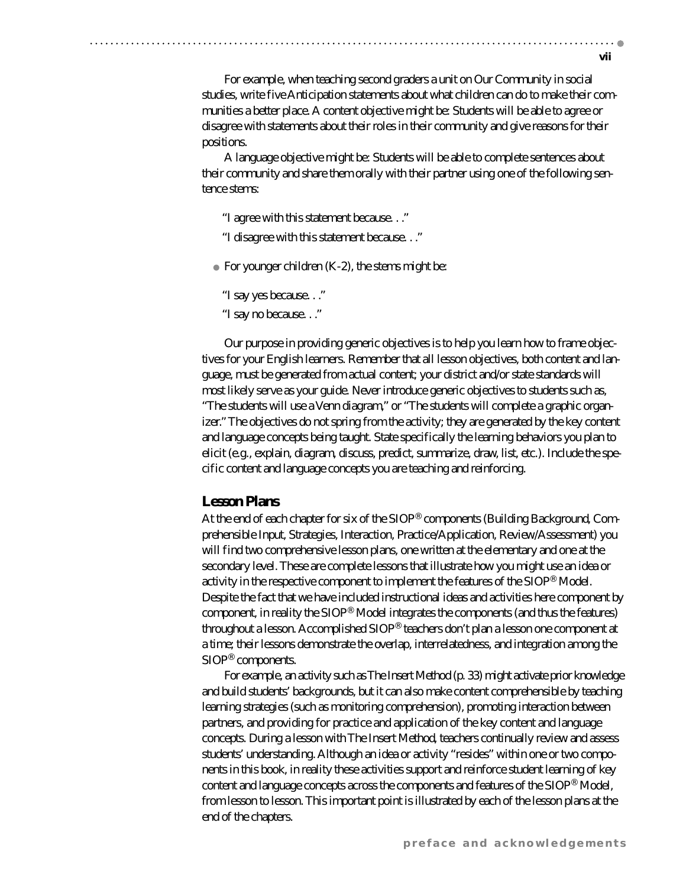For example, when teaching second graders a unit on Our Community in social studies, write five Anticipation statements about what children can do to make their communities a better place. A content objective might be: Students will be able to agree or disagree with statements about their roles in their community and give reasons for their positions.

A language objective might be: Students will be able to complete sentences about their community and share them orally with their partner using one of the following sentence stems:

"I agree with this statement because. . ."

"I disagree with this statement because. . ."

- For younger children (K-2), the stems might be:

"I say yes because. . ."

"I say no because. . ."

Our purpose in providing generic objectives is to help you learn how to frame objectives for your English learners. Remember that all lesson objectives, both content and language, must be generated from actual content; your district and/or state standards will most likely serve as your guide. Never introduce generic objectives to students such as, "The students will use a Venn diagram," or "The students will complete a graphic organizer." The objectives do not spring from the activity; they are generated by the key content and language concepts being taught. State specifically the learning behaviors you plan to elicit (e.g., explain, diagram, discuss, predict, summarize, draw, list, etc.). Include the specific content and language concepts you are teaching and reinforcing.

## Lesson Plans

At the end of each chapter for six of the SIOP® components (Building Background, Comprehensible Input, Strategies, Interaction, Practice/Application, Review/Assessment) you will find two comprehensive lesson plans, one written at the elementary and one at the secondary level. These are complete lessons that illustrate how you might use an idea or activity in the respective component to implement the features of the SIOP® Model. Despite the fact that we have included instructional ideas and activities here component by component, in reality the SIOP® Model integrates the components (and thus the features) throughout a lesson. Accomplished SIOP® teachers don't plan a lesson one component at a time; their lessons demonstrate the overlap, interrelatedness, and integration among the SIOP® components.

For example, an activity such as The Insert Method (p. 33) might activate prior knowledge and build students' backgrounds, but it can also make content comprehensible by teaching learning strategies (such as monitoring comprehension), promoting interaction between partners, and providing for practice and application of the key content and language concepts. During a lesson with The Insert Method, teachers continually review and assess students' understanding. Although an idea or activity "resides" within one or two components in this book, in reality these activities support and reinforce student learning of key content and language concepts across the components and features of the SIOP® Model, from lesson to lesson. This important point is illustrated by each of the lesson plans at the end of the chapters.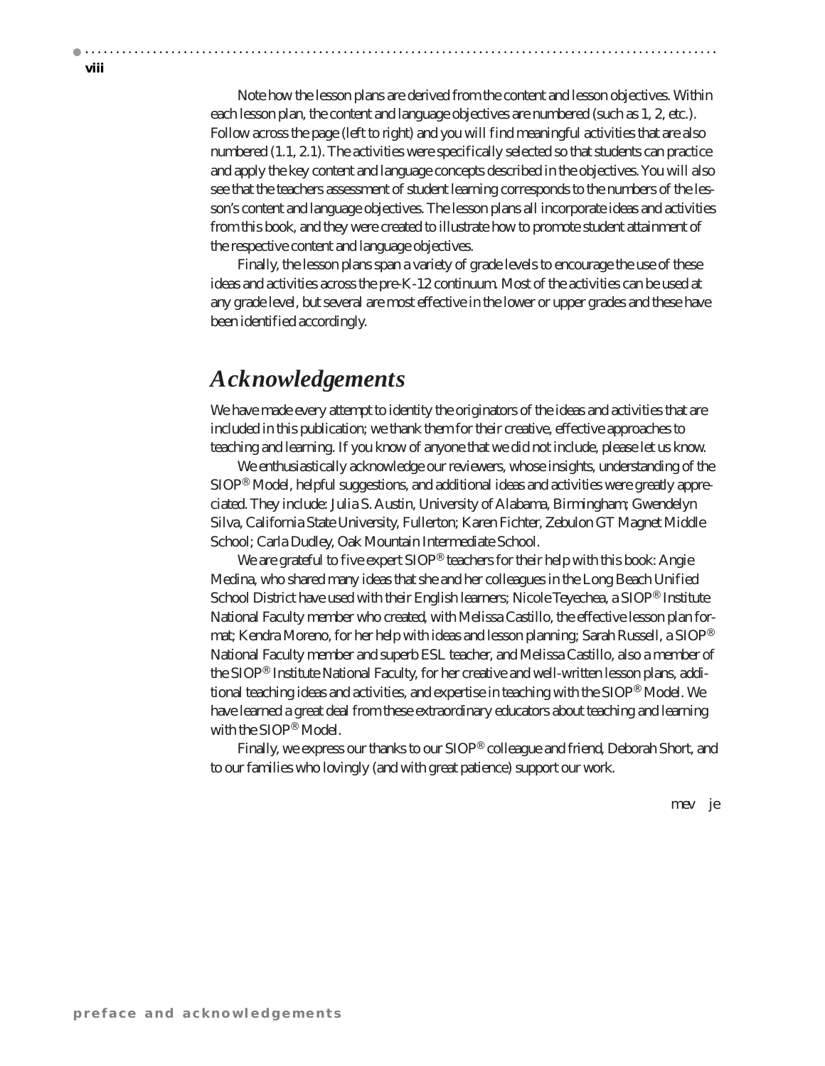Note how the lesson plans are derived from the content and lesson objectives. Within each lesson plan, the content and language objectives are numbered (such as 1, 2, etc.). Follow across the page (left to right) and you will find meaningful activities that are also numbered (1.1, 2.1). The activities were specifically selected so that students can practice and apply the key content and language concepts described in the objectives. You will also see that the teachers assessment of student learning corresponds to the numbers of the lesson's content and language objectives. The lesson plans all incorporate ideas and activities from this book, and they were created to illustrate how to promote student attainment of the respective content and language objectives.

Finally, the lesson plans span a variety of grade levels to encourage the use of these ideas and activities across the pre-K-12 continuum. Most of the activities can be used at any grade level, but several are most effective in the lower or upper grades and these have been identified accordingly.

## *Acknowledgements*

We have made every attempt to identity the originators of the ideas and activities that are included in this publication; we thank them for their creative, effective approaches to teaching and learning. If you know of anyone that we did not include, please let us know.

We enthusiastically acknowledge our reviewers, whose insights, understanding of the SIOP® Model, helpful suggestions, and additional ideas and activities were greatly appreciated. They include: Julia S. Austin, University of Alabama, Birmingham; Gwendelyn Silva, California State University, Fullerton; Karen Fichter, Zebulon GT Magnet Middle School; Carla Dudley, Oak Mountain Intermediate School.

We are grateful to five expert SIOP® teachers for their help with this book: Angie Medina, who shared many ideas that she and her colleagues in the Long Beach Unified School District have used with their English learners; Nicole Teyechea, a SIOP® Institute National Faculty member who created, with Melissa Castillo, the effective lesson plan format; Kendra Moreno, for her help with ideas and lesson planning; Sarah Russell, a SIOP® National Faculty member and superb ESL teacher, and Melissa Castillo, also a member of the SIOP® Institute National Faculty, for her creative and well-written lesson plans, additional teaching ideas and activities, and expertise in teaching with the SIOP® Model. We have learned a great deal from these extraordinary educators about teaching and learning with the SIOP® Model.

Finally, we express our thanks to our SIOP® colleague and friend, Deborah Short, and to our families who lovingly (and with great patience) support our work.

mev je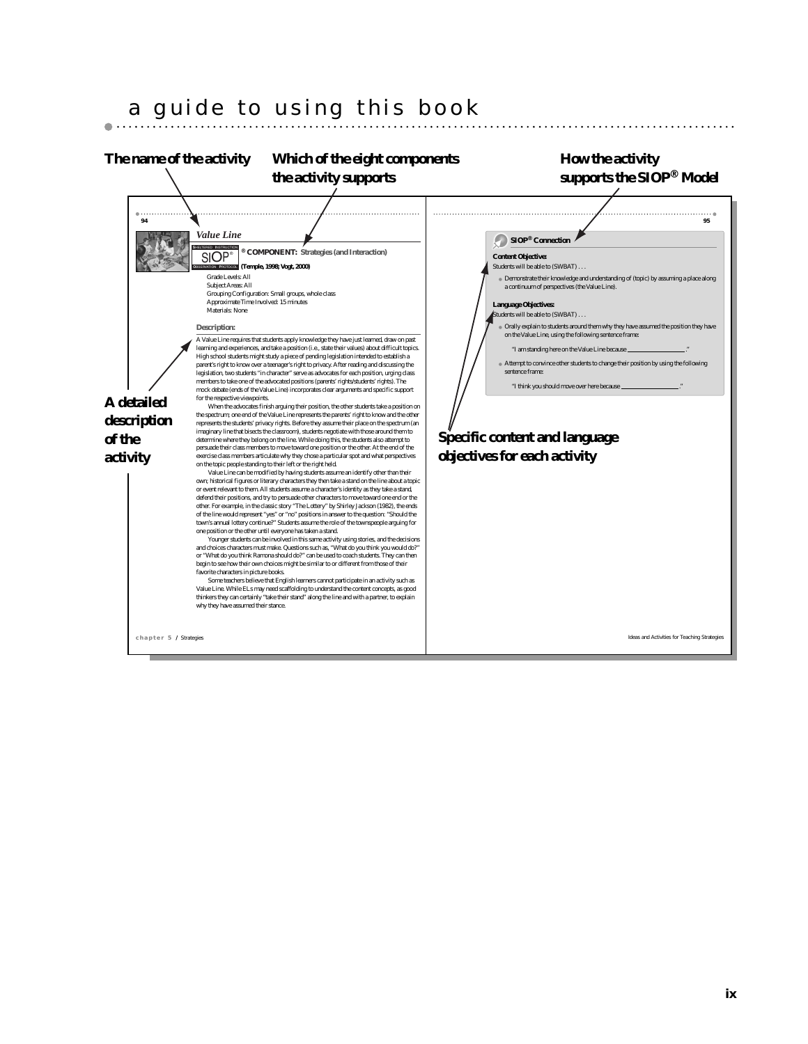# a guide to using this book

**The name of the activity**

**Which of the eight components the activity supports**

**How the activity supports the SIOP® Model**

94

## *Value Line*

SHELTERED INSTRUCTION SIOP® OBSERVATION PROTOCOL

**® COMPONENT: Strategies (Interaction)**

**(Temple, 1998; Vogt, 2000)**

Grade Levels: All
Subject Areas: All
Grouping Configuration: Small groups, whole class
Approximate Time Involved: 15 minutes
Materials: None

**Description:**

A Value Line requires that students apply knowledge they have just learned, draw on past learning and experiences, and take a position (i.e., state their values) about difficult topics. High school students might study a piece of pending legislation intended to establish a parent's right to know over a teenager's right to privacy. After reading and discussing the legislation, two students "in character" serve as advocates for each position, urging class members to take one of the advocated positions (parents' rights/students' rights). The mock debate (ends of the Value Line) incorporates clear arguments and specific support for the respective viewpoints.

When the advocates finish arguing their position, the other students take a position on the spectrum; one end of the Value Line represents the parents' right to know and the other represents the students' privacy rights. Before they assume their place on the spectrum (an imaginary line that bisects the classroom), students negotiate with those around them to determine where they belong on the line. While doing this, the students also attempt to persuade their class members to move toward one position or the other. At the end of the exercise class members articulate why they chose a particular spot and what perspectives on the topic people standing to their left or the right held.

Value Line can be modified by having students assume an identify other than their own; historical figures or literary characters they then take a stand on the line about a topic or event relevant to them. All students assume a character's identity as they take a stand, defend their positions, and try to persuade other characters to move toward one end or the other. For example, in the classic story "The Lottery" by Shirley Jackson (1982), the ends of the line would represent "yes" or "no" positions in answer to the question: "Should the town's annual lottery continue?" Students assume the role of the townspeople arguing for one position or the other until everyone has taken a stand.

Younger students can be involved in this same activity using stories, and the decisions and choices characters must make. Questions such as, "What do you think you would do?" or "What do you think Ramona should do?" can be used to coach students. They can then begin to see how their own choices might be similar to or different from those of their favorite characters in picture books.

Some teachers believe that English learners cannot participate in an activity such as Value Line. While ELs may need scaffolding to understand the content concepts, as good thinkers they can certainly "take their stand" along the line and with a partner, to explain why they have assumed their stance.

**A detailed description of the activity**

chapter 5 / Strategies

95

**SIOP® Connection**

**Content Objective:**

Students will be able to (SWBAT) . . .

- Demonstrate their knowledge and understanding of (topic) by assuming a place along a continuum of perspectives (the Value Line).

**Language Objectives:**

Students will be able to (SWBAT) . . .

- Orally explain to students around them why they have assumed the position they have on the Value Line, using the following sentence frame:

  "I am standing here on the Value Line because ________________."

- Attempt to convince other students to change their position by using the following sentence frame:

  "I think you should move over here because ________________."

**Specific content and language objectives for each activity**

Ideas and Activities for Teaching Strategies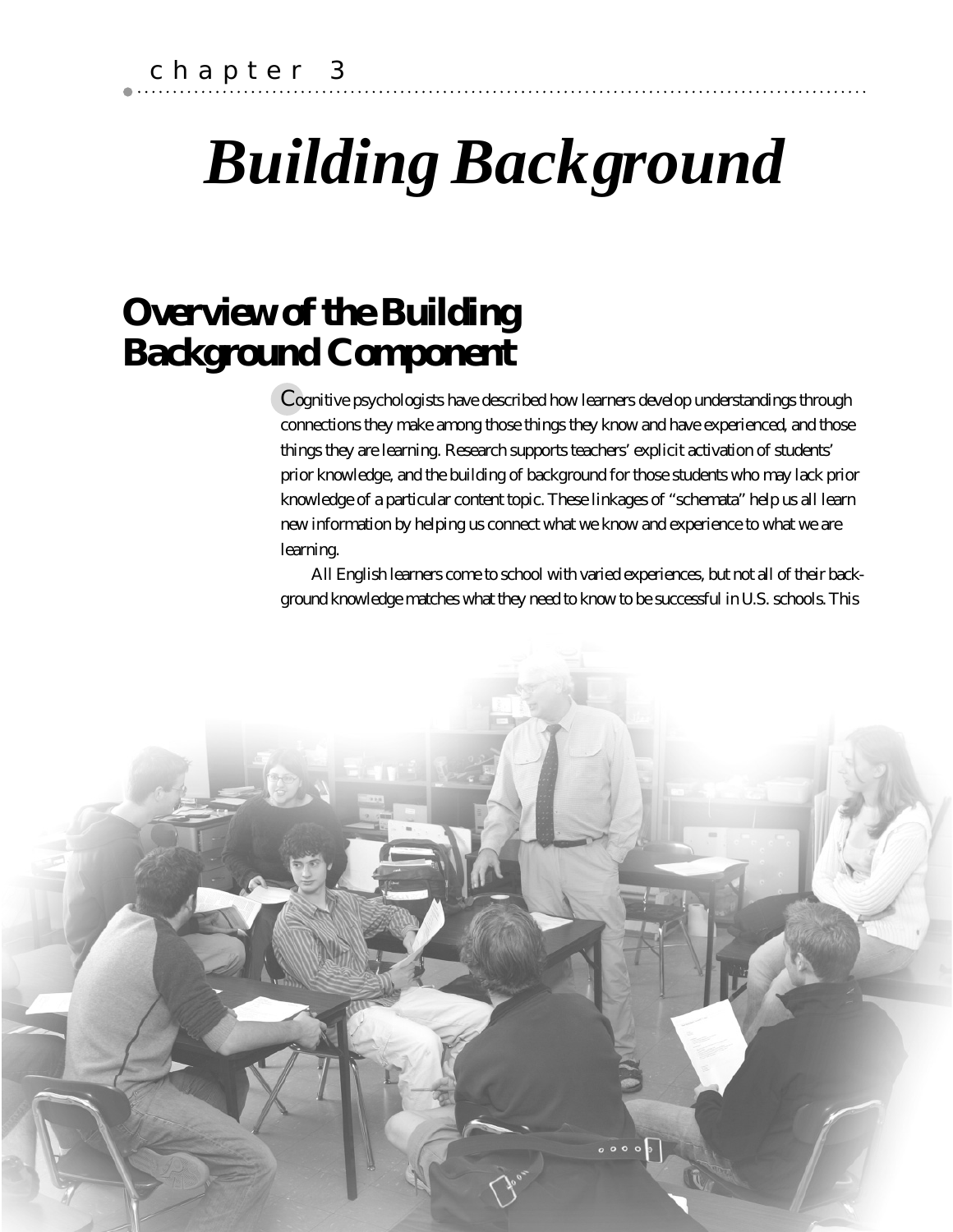chapter 3

# *Building Background*

## Overview of the Building Background Component

Cognitive psychologists have described how learners develop understandings through connections they make among those things they know and have experienced, and those things they are learning. Research supports teachers' explicit activation of students' prior knowledge, and the building of background for those students who may lack prior knowledge of a particular content topic. These linkages of "schemata" help us all learn new information by helping us connect what we know and experience to what we are learning.

All English learners come to school with varied experiences, but not all of their background knowledge matches what they need to know to be successful in U.S. schools. This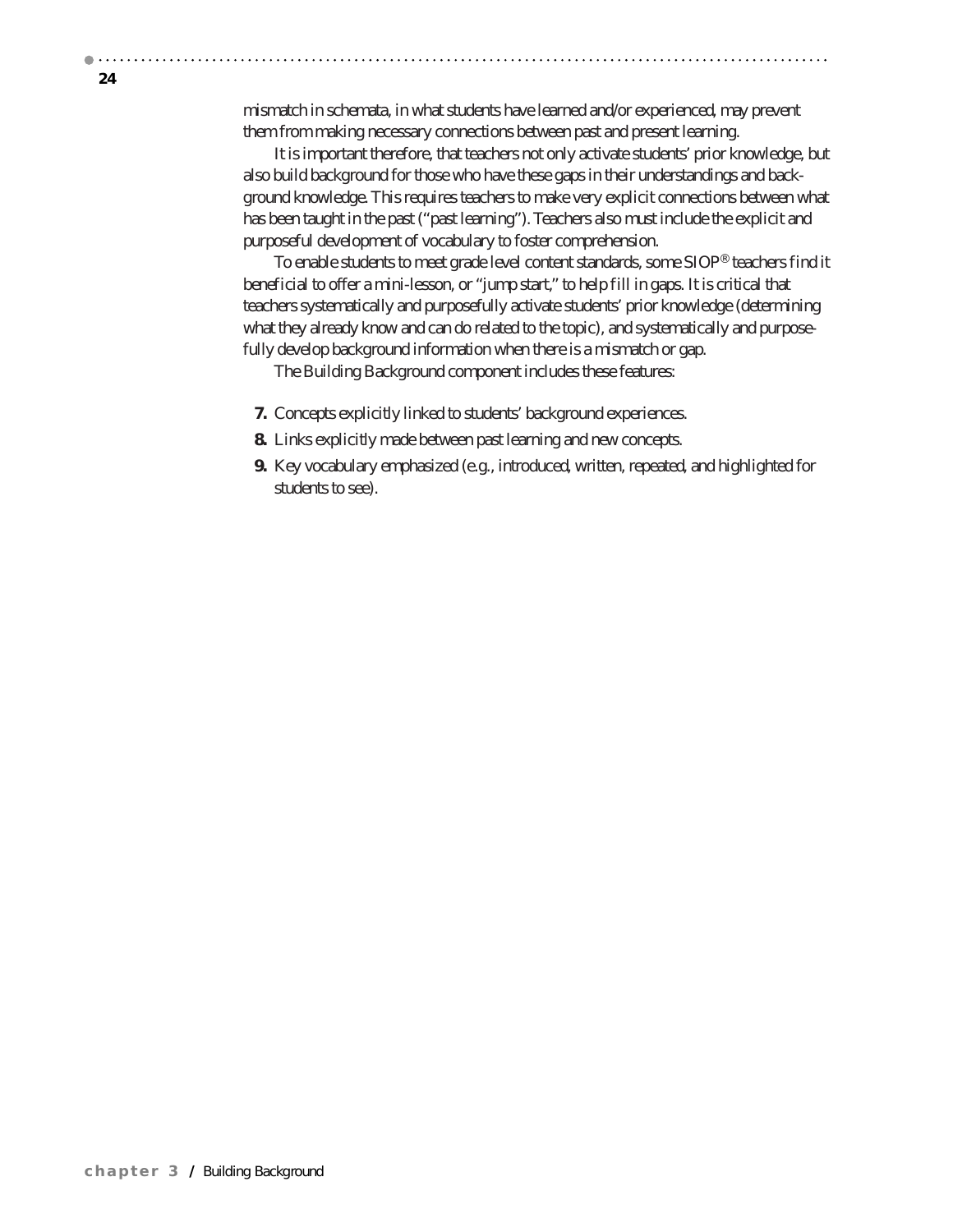mismatch in schemata, in what students have learned and/or experienced, may prevent them from making necessary connections between past and present learning.

It is important therefore, that teachers not only activate students' prior knowledge, but also build background for those who have these gaps in their understandings and background knowledge. This requires teachers to make very explicit connections between what has been taught in the past ("past learning"). Teachers also must include the explicit and purposeful development of vocabulary to foster comprehension.

To enable students to meet grade level content standards, some SIOP® teachers find it beneficial to offer a mini-lesson, or "jump start," to help fill in gaps. It is critical that teachers systematically and purposefully activate students' prior knowledge (determining what they already know and can do related to the topic), and systematically and purposefully develop background information when there is a mismatch or gap.

The Building Background component includes these features:

**7.** Concepts explicitly linked to students' background experiences.

**8.** Links explicitly made between past learning and new concepts.

**9.** Key vocabulary emphasized (e.g., introduced, written, repeated, and highlighted for students to see).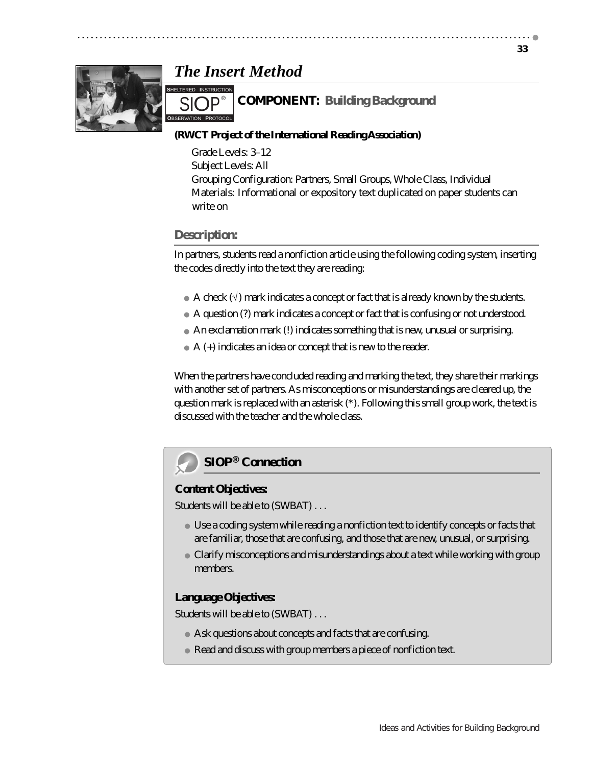# The Insert Method

## COMPONENT: Building Background

**(RWCT Project of the International Reading Association)**

Grade Levels: 3–12
Subject Levels: All
Grouping Configuration: Partners, Small Groups, Whole Class, Individual
Materials: Informational or expository text duplicated on paper students can write on

### Description:

In partners, students read a nonfiction article using the following coding system, inserting the codes directly into the text they are reading:

- A check (√) mark indicates a concept or fact that is already known by the students.
- A question (?) mark indicates a concept or fact that is confusing or not understood.
- An exclamation mark (!) indicates something that is new, unusual or surprising.
- A (+) indicates an idea or concept that is new to the reader.

When the partners have concluded reading and marking the text, they share their markings with another set of partners. As misconceptions or misunderstandings are cleared up, the question mark is replaced with an asterisk (*). Following this small group work, the text is discussed with the teacher and the whole class.

### SIOP® Connection

**Content Objectives:**

Students will be able to (SWBAT) . . .

- Use a coding system while reading a nonfiction text to identify concepts or facts that are familiar, those that are confusing, and those that are new, unusual, or surprising.
- Clarify misconceptions and misunderstandings about a text while working with group members.

**Language Objectives:**

Students will be able to (SWBAT) . . .

- Ask questions about concepts and facts that are confusing.
- Read and discuss with group members a piece of nonfiction text.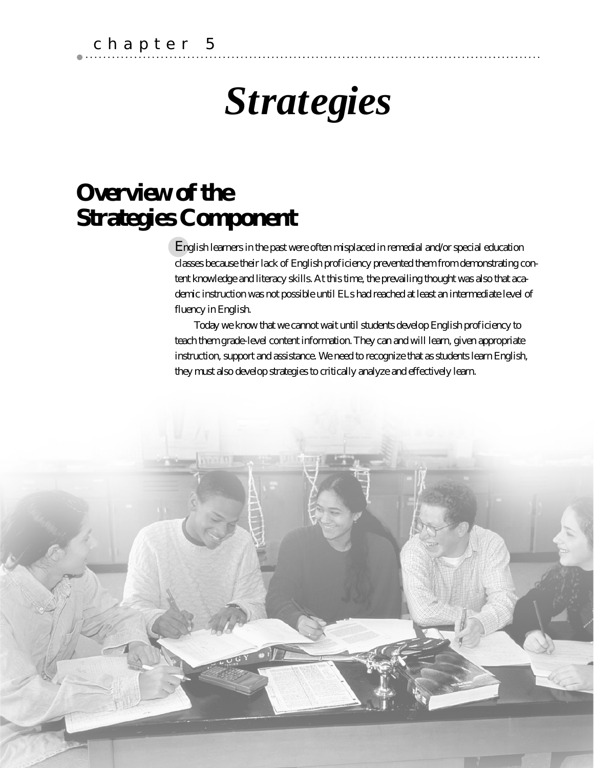chapter 5

# *Strategies*

## Overview of the Strategies Component

English learners in the past were often misplaced in remedial and/or special education classes because their lack of English proficiency prevented them from demonstrating content knowledge and literacy skills. At this time, the prevailing thought was also that academic instruction was not possible until ELs had reached at least an intermediate level of fluency in English.

Today we know that we cannot wait until students develop English proficiency to teach them grade-level content information. They can and will learn, given appropriate instruction, support and assistance. We need to recognize that as students learn English, they must also develop strategies to critically analyze and effectively learn.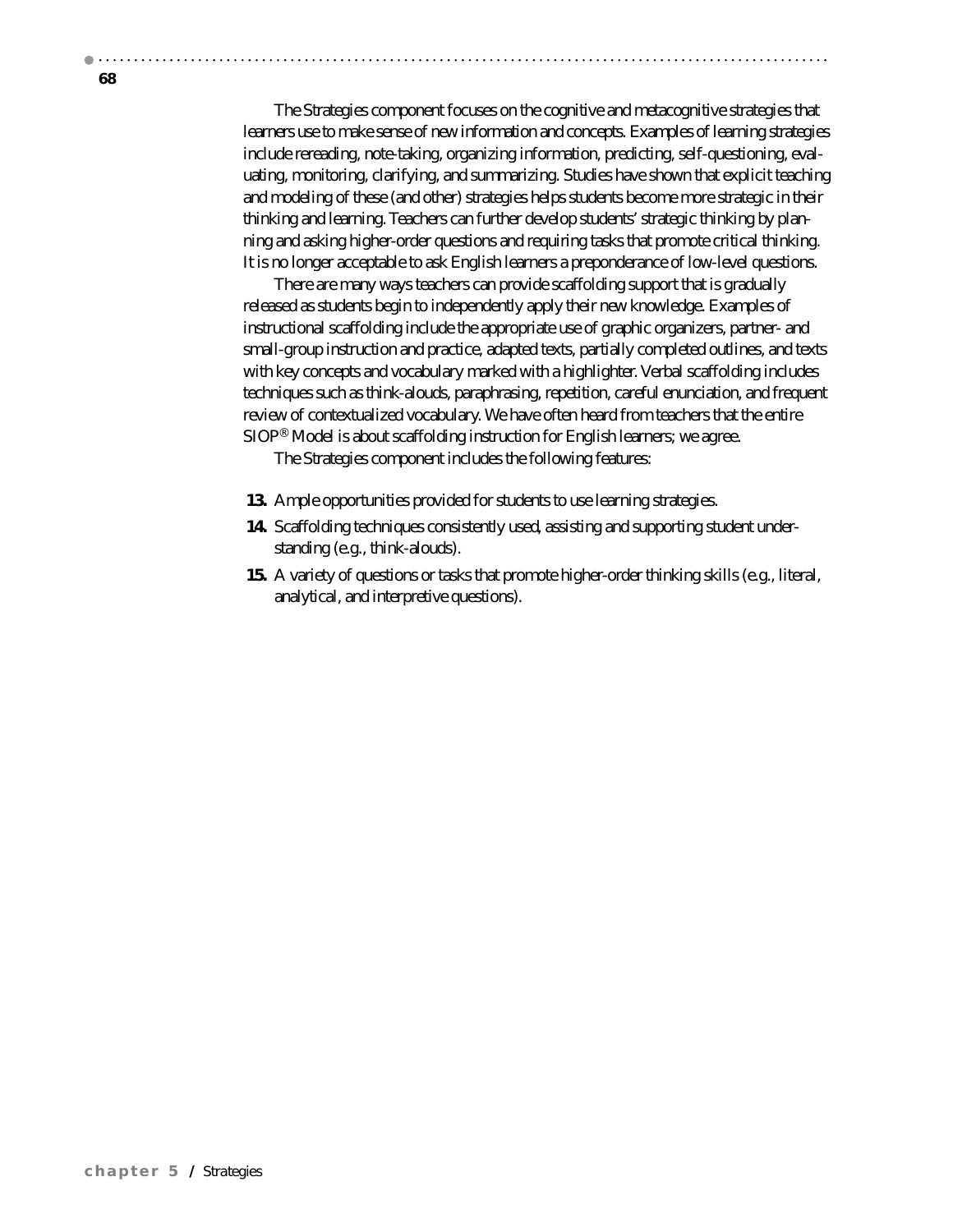The Strategies component focuses on the cognitive and metacognitive strategies that learners use to make sense of new information and concepts. Examples of learning strategies include rereading, note-taking, organizing information, predicting, self-questioning, evaluating, monitoring, clarifying, and summarizing. Studies have shown that explicit teaching and modeling of these (and other) strategies helps students become more strategic in their thinking and learning. Teachers can further develop students' strategic thinking by planning and asking higher-order questions and requiring tasks that promote critical thinking. It is no longer acceptable to ask English learners a preponderance of low-level questions.

There are many ways teachers can provide scaffolding support that is gradually released as students begin to independently apply their new knowledge. Examples of instructional scaffolding include the appropriate use of graphic organizers, partner- and small-group instruction and practice, adapted texts, partially completed outlines, and texts with key concepts and vocabulary marked with a highlighter. Verbal scaffolding includes techniques such as think-alouds, paraphrasing, repetition, careful enunciation, and frequent review of contextualized vocabulary. We have often heard from teachers that the entire SIOP® Model is about scaffolding instruction for English learners; we agree.

The Strategies component includes the following features:

**13.** Ample opportunities provided for students to use learning strategies.

**14.** Scaffolding techniques consistently used, assisting and supporting student understanding (e.g., think-alouds).

**15.** A variety of questions or tasks that promote higher-order thinking skills (e.g., literal, analytical, and interpretive questions).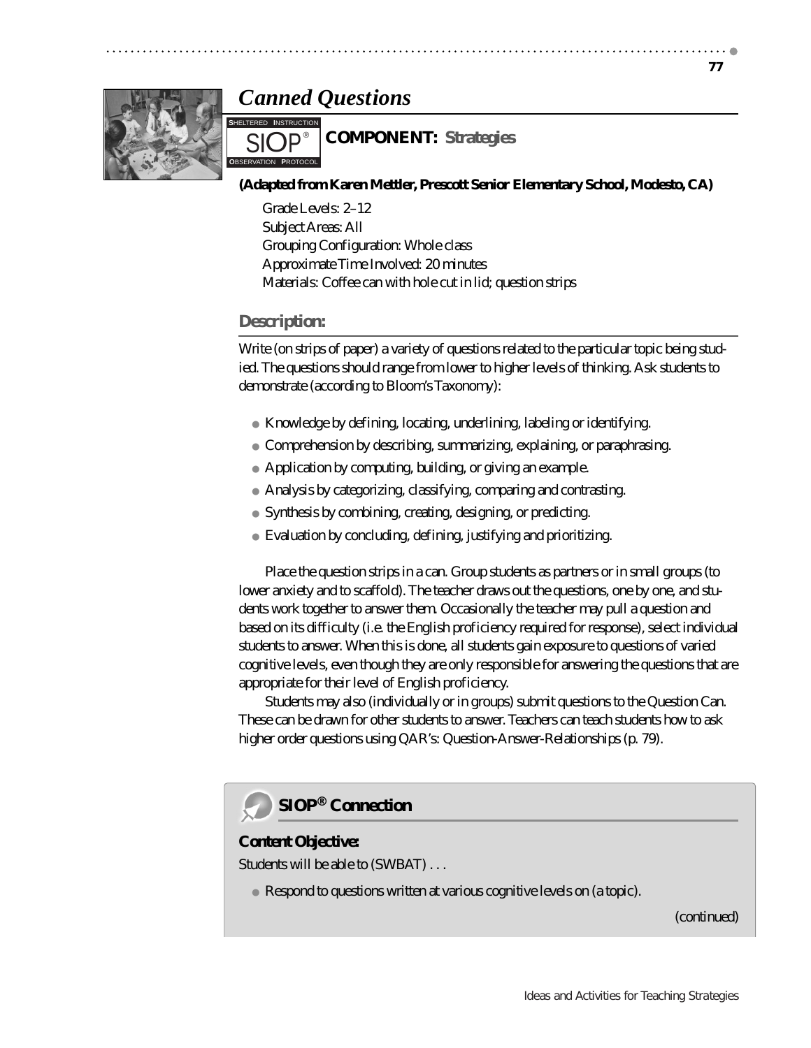# Canned Questions

SHELTERED INSTRUCTION SIOP® OBSERVATION PROTOCOL

**COMPONENT: Strategies**

**(Adapted from Karen Mettler, Prescott Senior Elementary School, Modesto, CA)**

Grade Levels: 2–12
Subject Areas: All
Grouping Configuration: Whole class
Approximate Time Involved: 20 minutes
Materials: Coffee can with hole cut in lid; question strips

## Description:

Write (on strips of paper) a variety of questions related to the particular topic being studied. The questions should range from lower to higher levels of thinking. Ask students to demonstrate (according to Bloom's Taxonomy):

- Knowledge by defining, locating, underlining, labeling or identifying.
- Comprehension by describing, summarizing, explaining, or paraphrasing.
- Application by computing, building, or giving an example.
- Analysis by categorizing, classifying, comparing and contrasting.
- Synthesis by combining, creating, designing, or predicting.
- Evaluation by concluding, defining, justifying and prioritizing.

Place the question strips in a can. Group students as partners or in small groups (to lower anxiety and to scaffold). The teacher draws out the questions, one by one, and students work together to answer them. Occasionally the teacher may pull a question and based on its difficulty (i.e. the English proficiency required for response), select individual students to answer. When this is done, all students gain exposure to questions of varied cognitive levels, even though they are only responsible for answering the questions that are appropriate for their level of English proficiency.

Students may also (individually or in groups) submit questions to the Question Can. These can be drawn for other students to answer. Teachers can teach students how to ask higher order questions using QAR's: Question-Answer-Relationships (p. 79).

## SIOP® Connection

**Content Objective:**

Students will be able to (SWBAT) . . .

- Respond to questions written at various cognitive levels on (a topic).

*(continued)*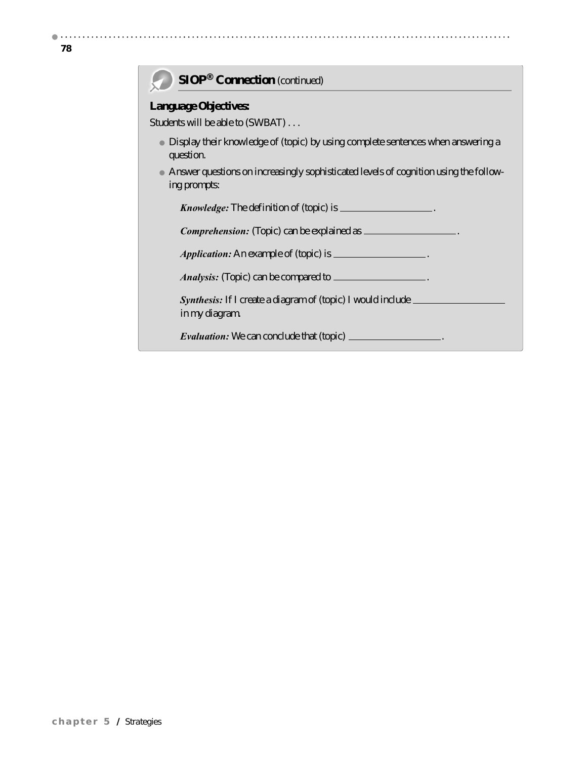## SIOP® Connection *(continued)*

**Language Objectives:**

Students will be able to (SWBAT) . . .

- Display their knowledge of (topic) by using complete sentences when answering a question.
- Answer questions on increasingly sophisticated levels of cognition using the following prompts:

  ***Knowledge:*** The definition of (topic) is \_\_\_\_\_\_\_\_\_\_\_\_\_\_\_\_\_\_.

  ***Comprehension:*** (Topic) can be explained as \_\_\_\_\_\_\_\_\_\_\_\_\_\_\_\_\_\_.

  ***Application:*** An example of (topic) is \_\_\_\_\_\_\_\_\_\_\_\_\_\_\_\_\_\_.

  ***Analysis:*** (Topic) can be compared to \_\_\_\_\_\_\_\_\_\_\_\_\_\_\_\_\_\_.

  ***Synthesis:*** If I create a diagram of (topic) I would include \_\_\_\_\_\_\_\_\_\_\_\_\_\_\_\_\_\_ in my diagram.

  ***Evaluation:*** We can conclude that (topic) \_\_\_\_\_\_\_\_\_\_\_\_\_\_\_\_\_\_.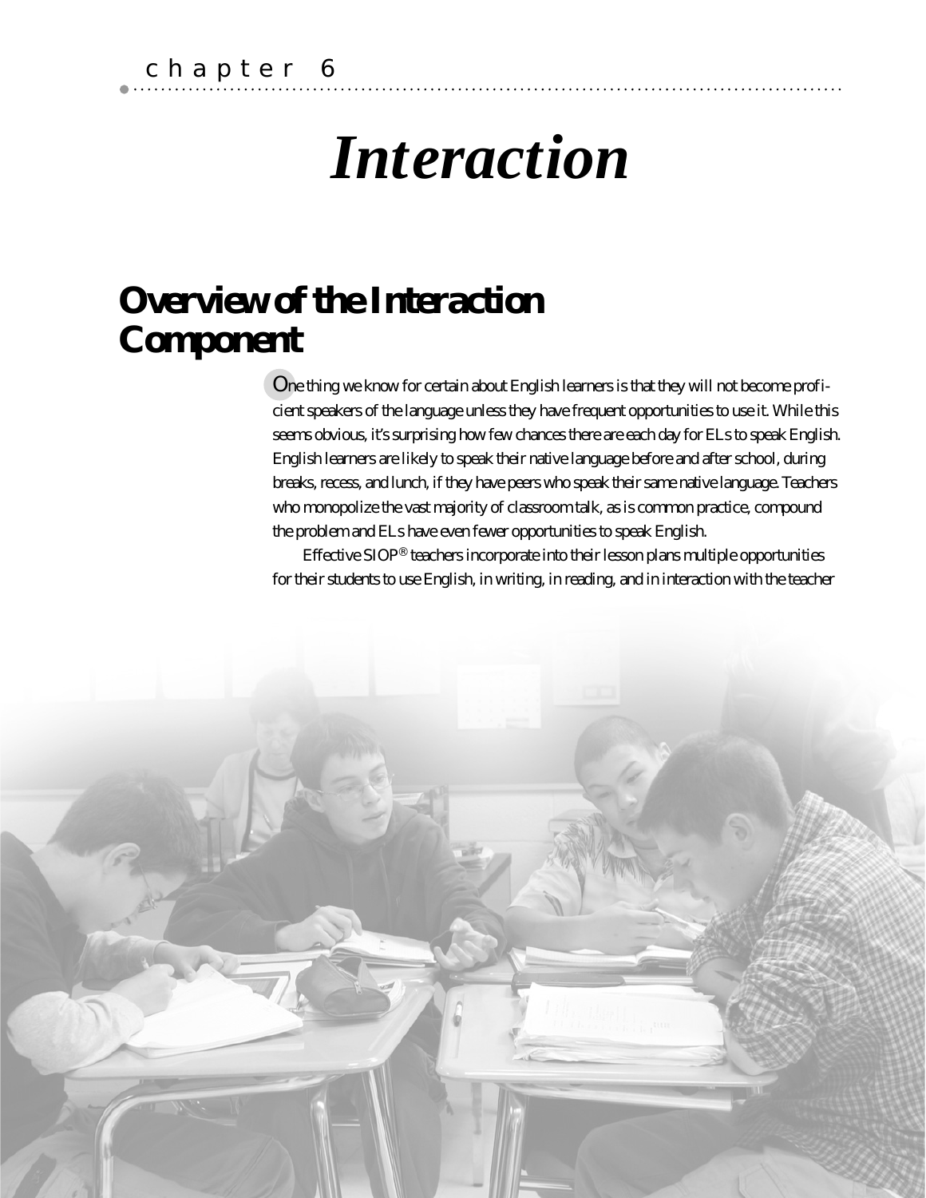chapter 6

# *Interaction*

## Overview of the Interaction Component

One thing we know for certain about English learners is that they will not become proficient speakers of the language unless they have frequent opportunities to use it. While this seems obvious, it's surprising how few chances there are each day for ELs to speak English. English learners are likely to speak their native language before and after school, during breaks, recess, and lunch, if they have peers who speak their same native language. Teachers who monopolize the vast majority of classroom talk, as is common practice, compound the problem and ELs have even fewer opportunities to speak English.

Effective SIOP® teachers incorporate into their lesson plans multiple opportunities for their students to use English, in writing, in reading, and in interaction with the teacher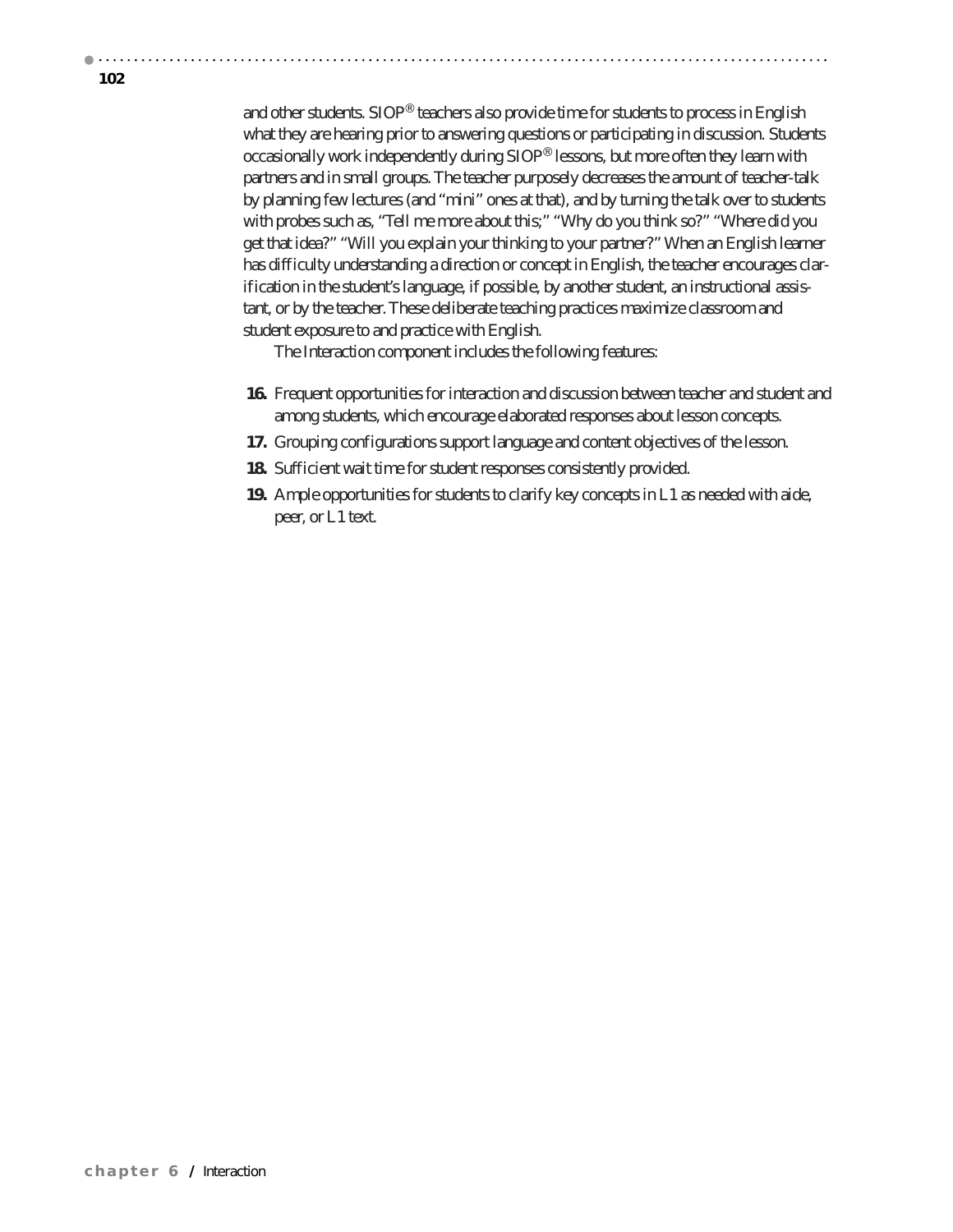and other students. SIOP® teachers also provide time for students to process in English what they are hearing prior to answering questions or participating in discussion. Students occasionally work independently during SIOP® lessons, but more often they learn with partners and in small groups. The teacher purposely decreases the amount of teacher-talk by planning few lectures (and "mini" ones at that), and by turning the talk over to students with probes such as, "Tell me more about this;" "Why do you think so?" "Where did you get that idea?" "Will you explain your thinking to your partner?" When an English learner has difficulty understanding a direction or concept in English, the teacher encourages clarification in the student's language, if possible, by another student, an instructional assistant, or by the teacher. These deliberate teaching practices maximize classroom and student exposure to and practice with English.

The Interaction component includes the following features:

**16.** Frequent opportunities for interaction and discussion between teacher and student and among students, which encourage elaborated responses about lesson concepts.

**17.** Grouping configurations support language and content objectives of the lesson.

**18.** Sufficient wait time for student responses consistently provided.

**19.** Ample opportunities for students to clarify key concepts in L1 as needed with aide, peer, or L1 text.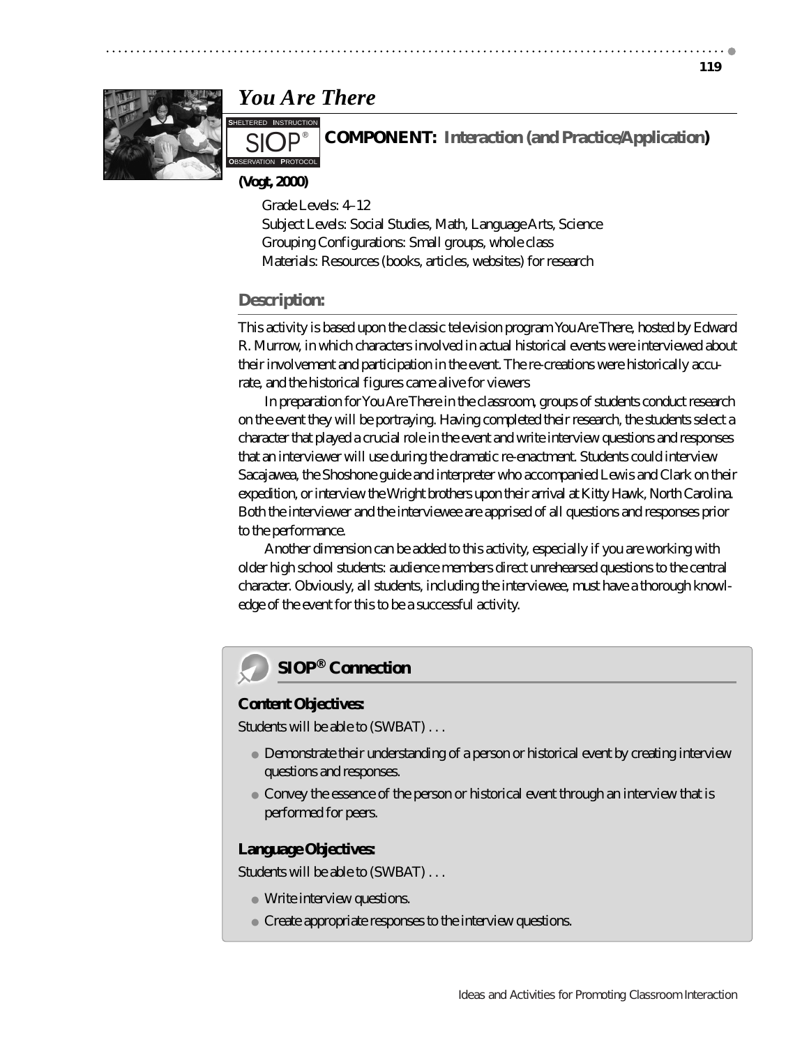# *You Are There*

**COMPONENT: Interaction (and Practice/Application)**

**(Vogt, 2000)**

Grade Levels: 4–12
Subject Levels: Social Studies, Math, Language Arts, Science
Grouping Configurations: Small groups, whole class
Materials: Resources (books, articles, websites) for research

## Description:

This activity is based upon the classic television program You Are There, hosted by Edward R. Murrow, in which characters involved in actual historical events were interviewed about their involvement and participation in the event. The re-creations were historically accurate, and the historical figures came alive for viewers

In preparation for You Are There in the classroom, groups of students conduct research on the event they will be portraying. Having completed their research, the students select a character that played a crucial role in the event and write interview questions and responses that an interviewer will use during the dramatic re-enactment. Students could interview Sacajawea, the Shoshone guide and interpreter who accompanied Lewis and Clark on their expedition, or interview the Wright brothers upon their arrival at Kitty Hawk, North Carolina. Both the interviewer and the interviewee are apprised of all questions and responses prior to the performance.

Another dimension can be added to this activity, especially if you are working with older high school students: audience members direct unrehearsed questions to the central character. Obviously, all students, including the interviewee, must have a thorough knowledge of the event for this to be a successful activity.

## SIOP® Connection

**Content Objectives:**

Students will be able to (SWBAT) . . .

- Demonstrate their understanding of a person or historical event by creating interview questions and responses.
- Convey the essence of the person or historical event through an interview that is performed for peers.

**Language Objectives:**

Students will be able to (SWBAT) . . .

- Write interview questions.
- Create appropriate responses to the interview questions.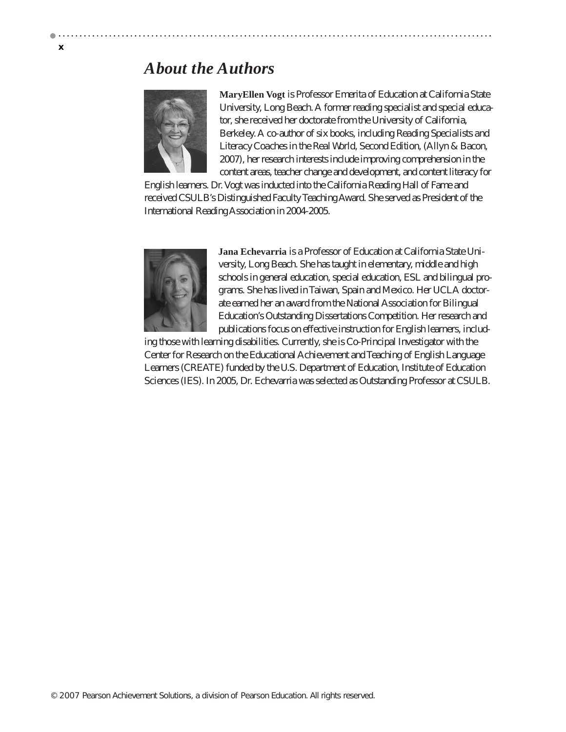## *About the Authors*

**MaryEllen Vogt** is Professor Emerita of Education at California State University, Long Beach. A former reading specialist and special educator, she received her doctorate from the University of California, Berkeley. A co-author of six books, including Reading Specialists and Literacy Coaches in the Real World, Second Edition, (Allyn & Bacon, 2007), her research interests include improving comprehension in the content areas, teacher change and development, and content literacy for English learners. Dr. Vogt was inducted into the California Reading Hall of Fame and received CSULB's Distinguished Faculty Teaching Award. She served as President of the International Reading Association in 2004-2005.

**Jana Echevarria** is a Professor of Education at California State University, Long Beach. She has taught in elementary, middle and high schools in general education, special education, ESL and bilingual programs. She has lived in Taiwan, Spain and Mexico. Her UCLA doctorate earned her an award from the National Association for Bilingual Education's Outstanding Dissertations Competition. Her research and publications focus on effective instruction for English learners, including those with learning disabilities. Currently, she is Co-Principal Investigator with the Center for Research on the Educational Achievement and Teaching of English Language Learners (CREATE) funded by the U.S. Department of Education, Institute of Education Sciences (IES). In 2005, Dr. Echevarria was selected as Outstanding Professor at CSULB.

© 2007 Pearson Achievement Solutions, a division of Pearson Education. All rights reserved.